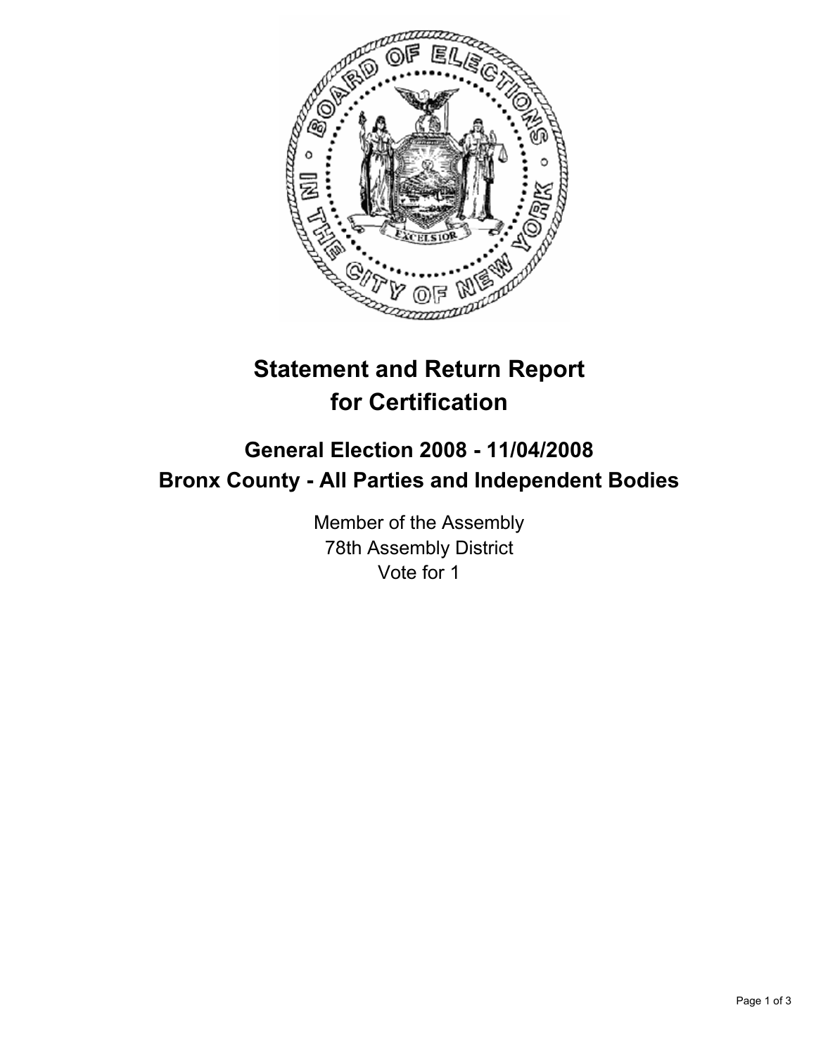# Statement and Return Report for Certification

## General Election 2008 - 11/04/2008
## Bronx County - All Parties and Independent Bodies

Member of the Assembly
78th Assembly District
Vote for 1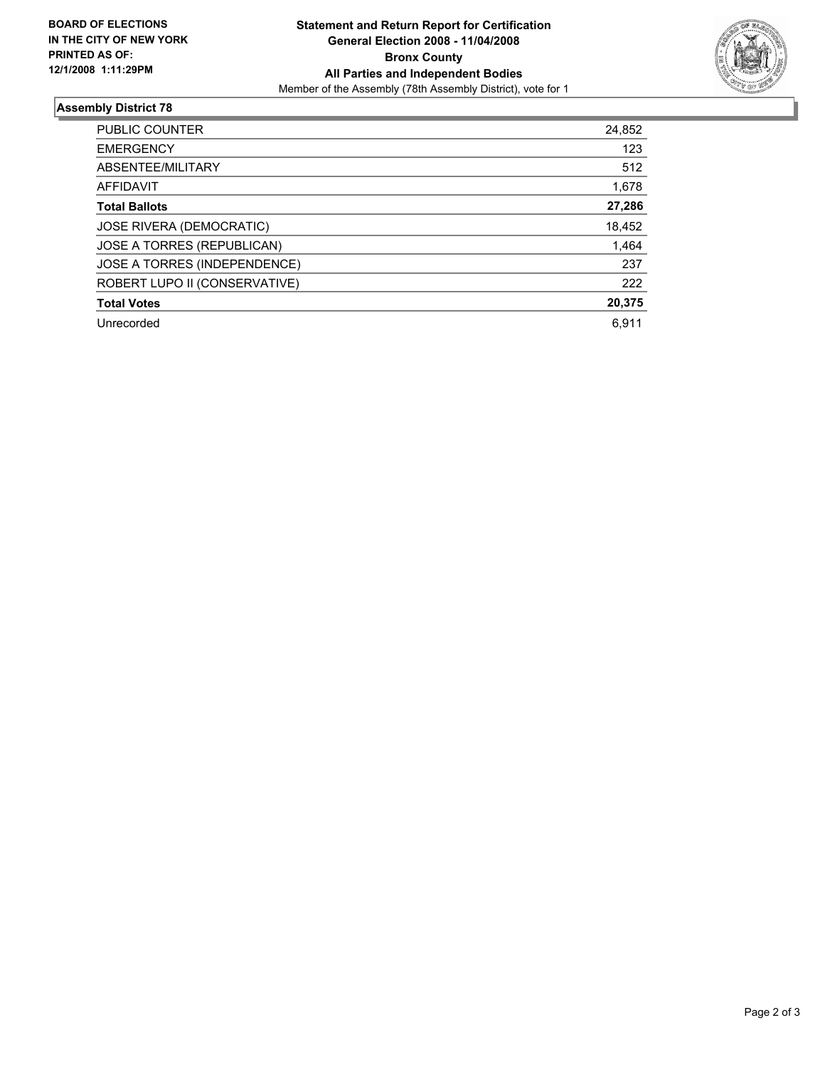**BOARD OF ELECTIONS IN THE CITY OF NEW YORK PRINTED AS OF: 12/1/2008 1:11:29PM**

# Statement and Return Report for Certification
## General Election 2008 - 11/04/2008
## Bronx County
## All Parties and Independent Bodies

Member of the Assembly (78th Assembly District), vote for 1

### Assembly District 78

| | |
|---|---|
| PUBLIC COUNTER | 24,852 |
| EMERGENCY | 123 |
| ABSENTEE/MILITARY | 512 |
| AFFIDAVIT | 1,678 |
| **Total Ballots** | **27,286** |
| JOSE RIVERA (DEMOCRATIC) | 18,452 |
| JOSE A TORRES (REPUBLICAN) | 1,464 |
| JOSE A TORRES (INDEPENDENCE) | 237 |
| ROBERT LUPO II (CONSERVATIVE) | 222 |
| **Total Votes** | **20,375** |
| Unrecorded | 6,911 |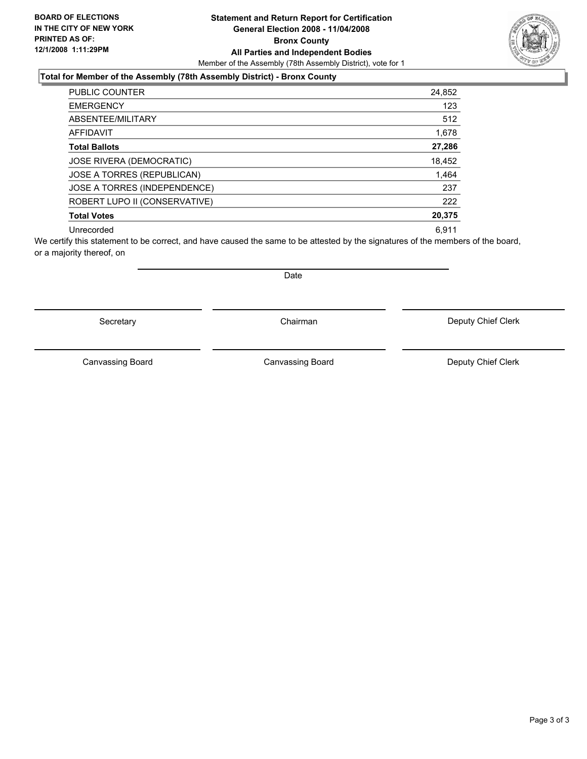**BOARD OF ELECTIONS IN THE CITY OF NEW YORK PRINTED AS OF: 12/1/2008 1:11:29PM**

**Statement and Return Report for Certification**
**General Election 2008 - 11/04/2008**
**Bronx County**
**All Parties and Independent Bodies**
Member of the Assembly (78th Assembly District), vote for 1

### Total for Member of the Assembly (78th Assembly District) - Bronx County

| | |
|---|---|
| PUBLIC COUNTER | 24,852 |
| EMERGENCY | 123 |
| ABSENTEE/MILITARY | 512 |
| AFFIDAVIT | 1,678 |
| **Total Ballots** | **27,286** |
| JOSE RIVERA (DEMOCRATIC) | 18,452 |
| JOSE A TORRES (REPUBLICAN) | 1,464 |
| JOSE A TORRES (INDEPENDENCE) | 237 |
| ROBERT LUPO II (CONSERVATIVE) | 222 |
| **Total Votes** | **20,375** |
| Unrecorded | 6,911 |

We certify this statement to be correct, and have caused the same to be attested by the signatures of the members of the board, or a majority thereof, on

Date

Secretary | Chairman | Deputy Chief Clerk

Canvassing Board | Canvassing Board | Deputy Chief Clerk